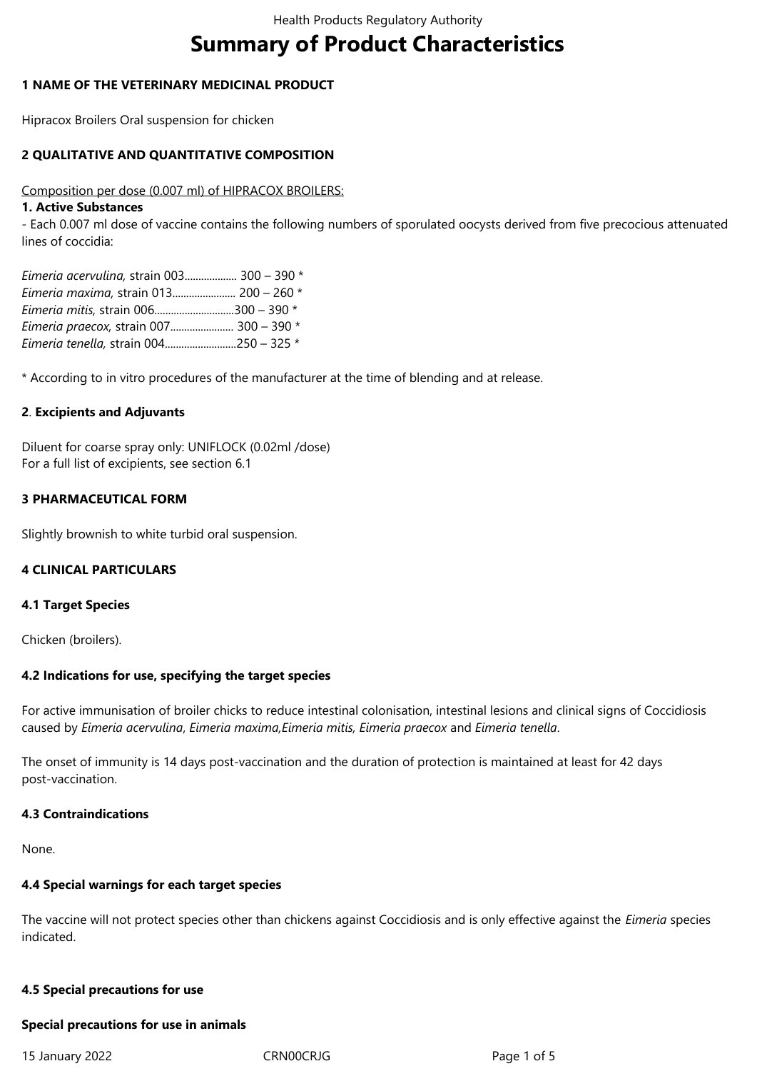# Summary of Product Characteristics

## 1 NAME OF THE VETERINARY MEDICINAL PRODUCT

Hipracox Broilers Oral suspension for chicken

## 2 QUALITATIVE AND QUANTITATIVE COMPOSITION

Composition per dose (0.007 ml) of HIPRACOX BROILERS:

**1. Active Substances**

- Each 0.007 ml dose of vaccine contains the following numbers of sporulated oocysts derived from five precocious attenuated lines of coccidia:

*Eimeria acervulina,* strain 003................... 300 – 390 *
*Eimeria maxima,* strain 013....................... 200 – 260 *
*Eimeria mitis,* strain 006.............................300 – 390 *
*Eimeria praecox,* strain 007....................... 300 – 390 *
*Eimeria tenella,* strain 004..........................250 – 325 *

* According to in vitro procedures of the manufacturer at the time of blending and at release.

**2**. **Excipients and Adjuvants**

Diluent for coarse spray only: UNIFLOCK (0.02ml /dose)
For a full list of excipients, see section 6.1

## 3 PHARMACEUTICAL FORM

Slightly brownish to white turbid oral suspension.

## 4 CLINICAL PARTICULARS

### 4.1 Target Species

Chicken (broilers).

### 4.2 Indications for use, specifying the target species

For active immunisation of broiler chicks to reduce intestinal colonisation, intestinal lesions and clinical signs of Coccidiosis caused by *Eimeria acervulina*, *Eimeria maxima,Eimeria mitis, Eimeria praecox* and *Eimeria tenella*.

The onset of immunity is 14 days post-vaccination and the duration of protection is maintained at least for 42 days post-vaccination.

### 4.3 Contraindications

None.

### 4.4 Special warnings for each target species

The vaccine will not protect species other than chickens against Coccidiosis and is only effective against the *Eimeria* species indicated.

### 4.5 Special precautions for use

**Special precautions for use in animals**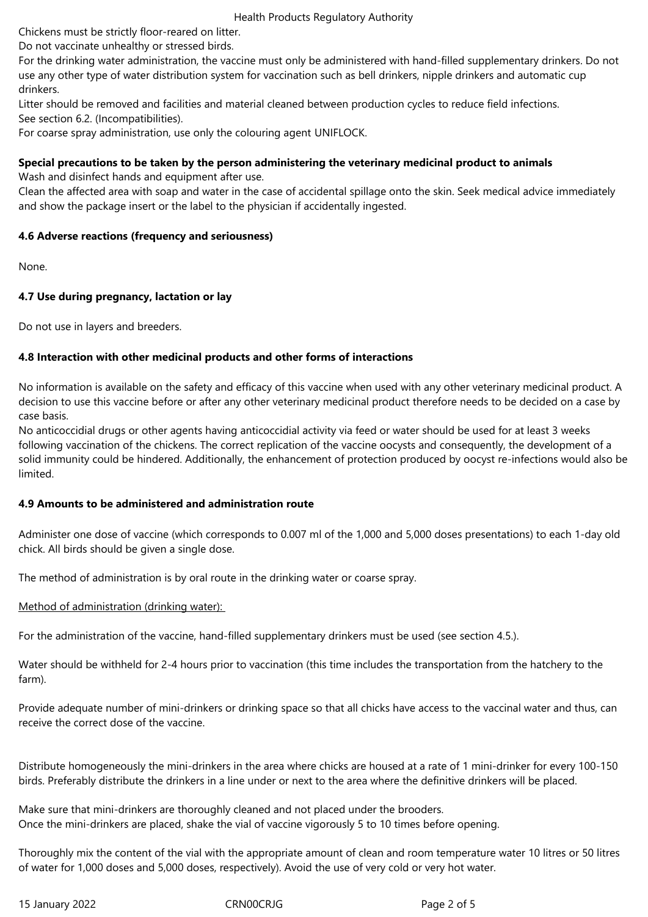Chickens must be strictly floor-reared on litter.
Do not vaccinate unhealthy or stressed birds.
For the drinking water administration, the vaccine must only be administered with hand-filled supplementary drinkers. Do not use any other type of water distribution system for vaccination such as bell drinkers, nipple drinkers and automatic cup drinkers.
Litter should be removed and facilities and material cleaned between production cycles to reduce field infections.
See section 6.2. (Incompatibilities).
For coarse spray administration, use only the colouring agent UNIFLOCK.

**Special precautions to be taken by the person administering the veterinary medicinal product to animals**

Wash and disinfect hands and equipment after use.
Clean the affected area with soap and water in the case of accidental spillage onto the skin. Seek medical advice immediately and show the package insert or the label to the physician if accidentally ingested.

**4.6 Adverse reactions (frequency and seriousness)**

None.

**4.7 Use during pregnancy, lactation or lay**

Do not use in layers and breeders.

**4.8 Interaction with other medicinal products and other forms of interactions**

No information is available on the safety and efficacy of this vaccine when used with any other veterinary medicinal product. A decision to use this vaccine before or after any other veterinary medicinal product therefore needs to be decided on a case by case basis.
No anticoccidial drugs or other agents having anticoccidial activity via feed or water should be used for at least 3 weeks following vaccination of the chickens. The correct replication of the vaccine oocysts and consequently, the development of a solid immunity could be hindered. Additionally, the enhancement of protection produced by oocyst re-infections would also be limited.

**4.9 Amounts to be administered and administration route**

Administer one dose of vaccine (which corresponds to 0.007 ml of the 1,000 and 5,000 doses presentations) to each 1-day old chick. All birds should be given a single dose.

The method of administration is by oral route in the drinking water or coarse spray.

Method of administration (drinking water):

For the administration of the vaccine, hand-filled supplementary drinkers must be used (see section 4.5.).

Water should be withheld for 2-4 hours prior to vaccination (this time includes the transportation from the hatchery to the farm).

Provide adequate number of mini-drinkers or drinking space so that all chicks have access to the vaccinal water and thus, can receive the correct dose of the vaccine.

Distribute homogeneously the mini-drinkers in the area where chicks are housed at a rate of 1 mini-drinker for every 100-150 birds. Preferably distribute the drinkers in a line under or next to the area where the definitive drinkers will be placed.

Make sure that mini-drinkers are thoroughly cleaned and not placed under the brooders.
Once the mini-drinkers are placed, shake the vial of vaccine vigorously 5 to 10 times before opening.

Thoroughly mix the content of the vial with the appropriate amount of clean and room temperature water 10 litres or 50 litres of water for 1,000 doses and 5,000 doses, respectively). Avoid the use of very cold or very hot water.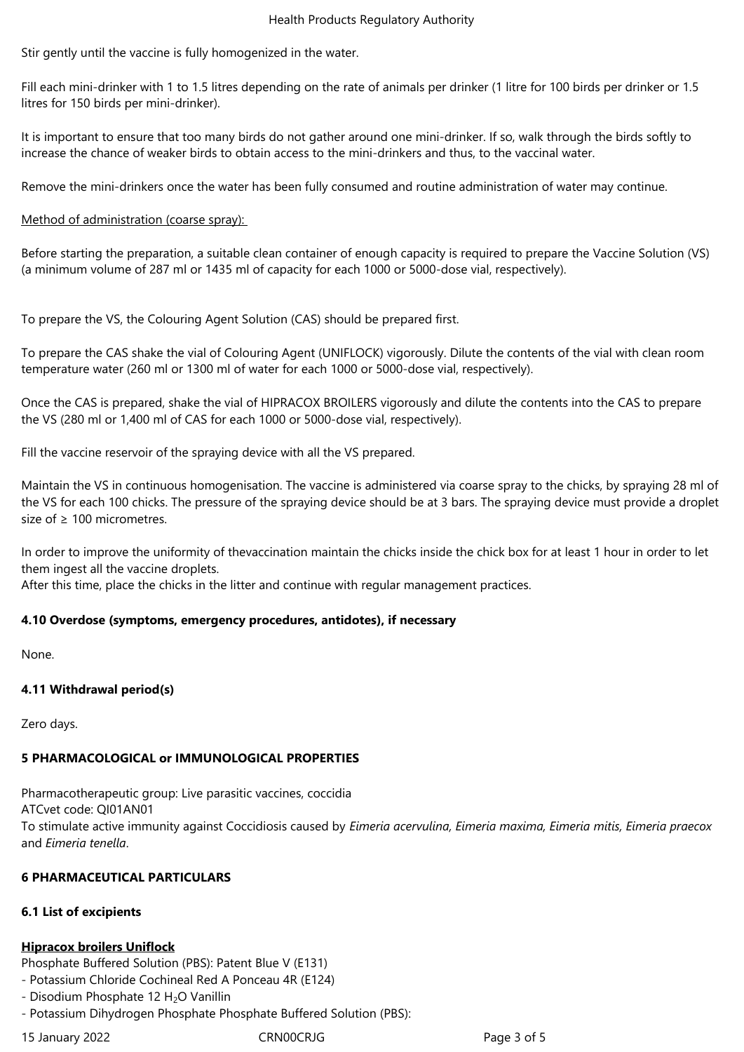Stir gently until the vaccine is fully homogenized in the water.

Fill each mini-drinker with 1 to 1.5 litres depending on the rate of animals per drinker (1 litre for 100 birds per drinker or 1.5 litres for 150 birds per mini-drinker).

It is important to ensure that too many birds do not gather around one mini-drinker. If so, walk through the birds softly to increase the chance of weaker birds to obtain access to the mini-drinkers and thus, to the vaccinal water.

Remove the mini-drinkers once the water has been fully consumed and routine administration of water may continue.

Method of administration (coarse spray):

Before starting the preparation, a suitable clean container of enough capacity is required to prepare the Vaccine Solution (VS) (a minimum volume of 287 ml or 1435 ml of capacity for each 1000 or 5000-dose vial, respectively).

To prepare the VS, the Colouring Agent Solution (CAS) should be prepared first.

To prepare the CAS shake the vial of Colouring Agent (UNIFLOCK) vigorously. Dilute the contents of the vial with clean room temperature water (260 ml or 1300 ml of water for each 1000 or 5000-dose vial, respectively).

Once the CAS is prepared, shake the vial of HIPRACOX BROILERS vigorously and dilute the contents into the CAS to prepare the VS (280 ml or 1,400 ml of CAS for each 1000 or 5000-dose vial, respectively).

Fill the vaccine reservoir of the spraying device with all the VS prepared.

Maintain the VS in continuous homogenisation. The vaccine is administered via coarse spray to the chicks, by spraying 28 ml of the VS for each 100 chicks. The pressure of the spraying device should be at 3 bars. The spraying device must provide a droplet size of ≥ 100 micrometres.

In order to improve the uniformity of thevaccination maintain the chicks inside the chick box for at least 1 hour in order to let them ingest all the vaccine droplets.
After this time, place the chicks in the litter and continue with regular management practices.

**4.10 Overdose (symptoms, emergency procedures, antidotes), if necessary**

None.

**4.11 Withdrawal period(s)**

Zero days.

**5 PHARMACOLOGICAL or IMMUNOLOGICAL PROPERTIES**

Pharmacotherapeutic group: Live parasitic vaccines, coccidia
ATCvet code: QI01AN01
To stimulate active immunity against Coccidiosis caused by *Eimeria acervulina, Eimeria maxima, Eimeria mitis, Eimeria praecox* and *Eimeria tenella*.

**6 PHARMACEUTICAL PARTICULARS**

**6.1 List of excipients**

**Hipracox broilers Uniflock**

Phosphate Buffered Solution (PBS): Patent Blue V (E131)
- Potassium Chloride Cochineal Red A Ponceau 4R (E124)
- Disodium Phosphate 12 $H_2O$ Vanillin
- Potassium Dihydrogen Phosphate Phosphate Buffered Solution (PBS):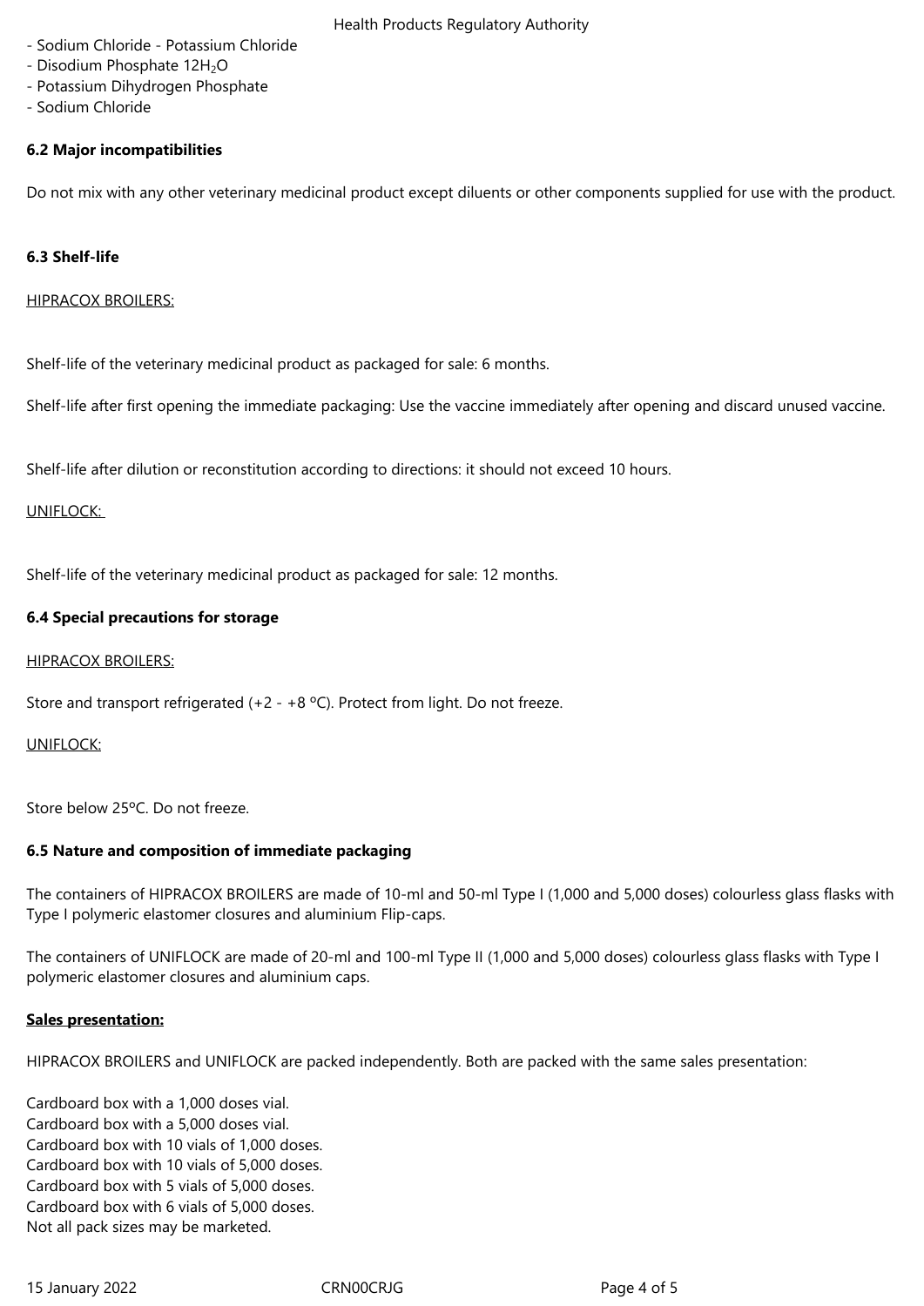- Sodium Chloride - Potassium Chloride
- Disodium Phosphate $12H_2O$
- Potassium Dihydrogen Phosphate
- Sodium Chloride

### 6.2 Major incompatibilities

Do not mix with any other veterinary medicinal product except diluents or other components supplied for use with the product.

### 6.3 Shelf-life

HIPRACOX BROILERS:

Shelf-life of the veterinary medicinal product as packaged for sale: 6 months.

Shelf-life after first opening the immediate packaging: Use the vaccine immediately after opening and discard unused vaccine.

Shelf-life after dilution or reconstitution according to directions: it should not exceed 10 hours.

UNIFLOCK:

Shelf-life of the veterinary medicinal product as packaged for sale: 12 months.

### 6.4 Special precautions for storage

HIPRACOX BROILERS:

Store and transport refrigerated (+2 - +8 ºC). Protect from light. Do not freeze.

UNIFLOCK:

Store below 25ºC. Do not freeze.

### 6.5 Nature and composition of immediate packaging

The containers of HIPRACOX BROILERS are made of 10-ml and 50-ml Type I (1,000 and 5,000 doses) colourless glass flasks with Type I polymeric elastomer closures and aluminium Flip-caps.

The containers of UNIFLOCK are made of 20-ml and 100-ml Type II (1,000 and 5,000 doses) colourless glass flasks with Type I polymeric elastomer closures and aluminium caps.

**Sales presentation:**

HIPRACOX BROILERS and UNIFLOCK are packed independently. Both are packed with the same sales presentation:

Cardboard box with a 1,000 doses vial.
Cardboard box with a 5,000 doses vial.
Cardboard box with 10 vials of 1,000 doses.
Cardboard box with 10 vials of 5,000 doses.
Cardboard box with 5 vials of 5,000 doses.
Cardboard box with 6 vials of 5,000 doses.
Not all pack sizes may be marketed.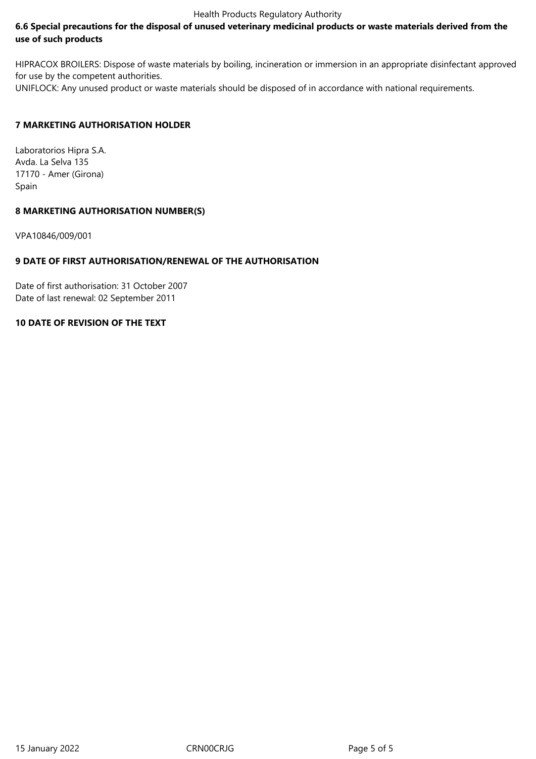**6.6 Special precautions for the disposal of unused veterinary medicinal products or waste materials derived from the use of such products**

HIPRACOX BROILERS: Dispose of waste materials by boiling, incineration or immersion in an appropriate disinfectant approved for use by the competent authorities.
UNIFLOCK: Any unused product or waste materials should be disposed of in accordance with national requirements.

## 7 MARKETING AUTHORISATION HOLDER

Laboratorios Hipra S.A.
Avda. La Selva 135
17170 - Amer (Girona)
Spain

## 8 MARKETING AUTHORISATION NUMBER(S)

VPA10846/009/001

## 9 DATE OF FIRST AUTHORISATION/RENEWAL OF THE AUTHORISATION

Date of first authorisation: 31 October 2007
Date of last renewal: 02 September 2011

## 10 DATE OF REVISION OF THE TEXT